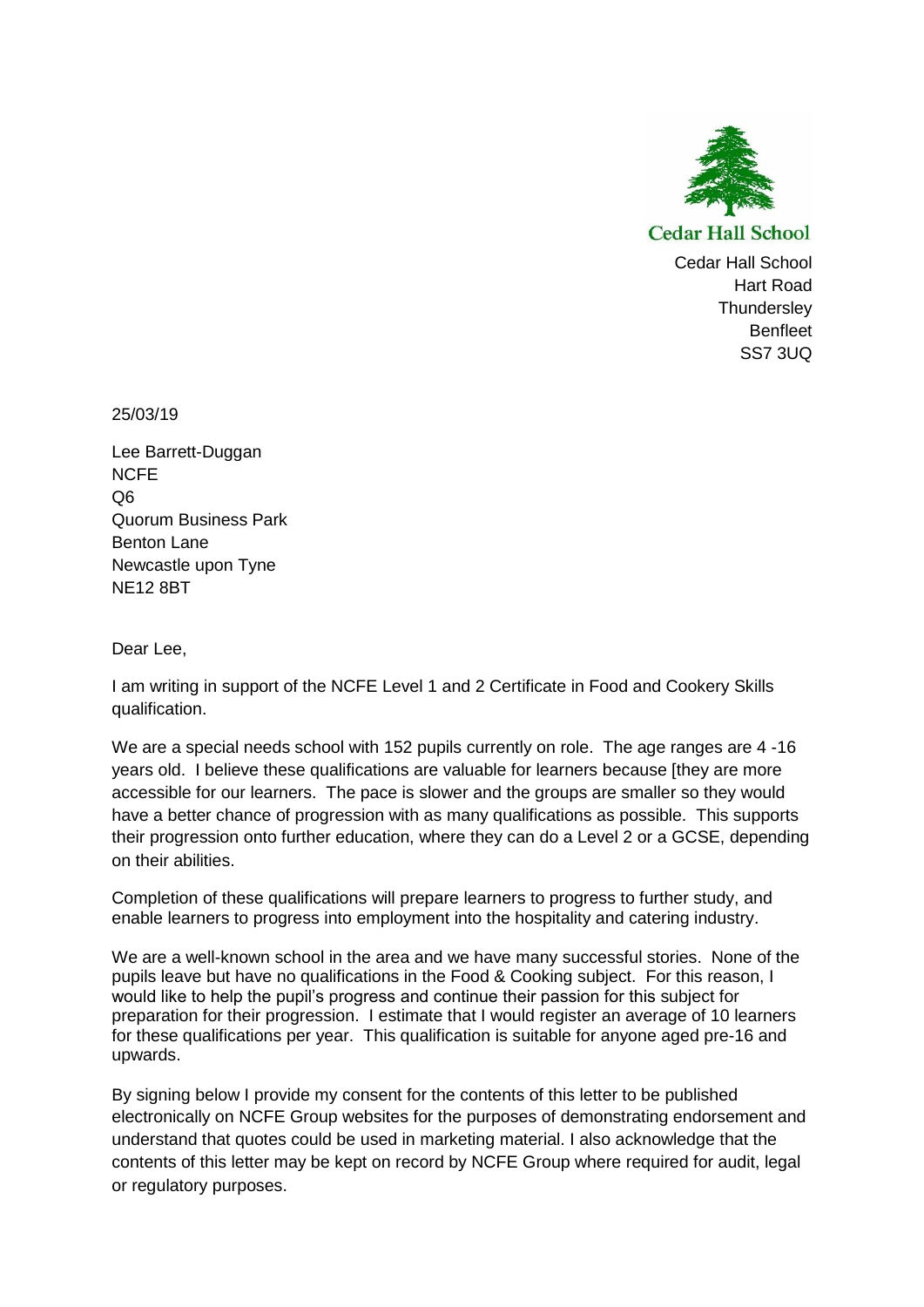Cedar Hall School

Cedar Hall School
Hart Road
Thundersley
Benfleet
SS7 3UQ

25/03/19

Lee Barrett-Duggan
NCFE
Q6
Quorum Business Park
Benton Lane
Newcastle upon Tyne
NE12 8BT

Dear Lee,

I am writing in support of the NCFE Level 1 and 2 Certificate in Food and Cookery Skills qualification.

We are a special needs school with 152 pupils currently on role. The age ranges are 4 -16 years old. I believe these qualifications are valuable for learners because [they are more accessible for our learners. The pace is slower and the groups are smaller so they would have a better chance of progression with as many qualifications as possible. This supports their progression onto further education, where they can do a Level 2 or a GCSE, depending on their abilities.

Completion of these qualifications will prepare learners to progress to further study, and enable learners to progress into employment into the hospitality and catering industry.

We are a well-known school in the area and we have many successful stories. None of the pupils leave but have no qualifications in the Food & Cooking subject. For this reason, I would like to help the pupil's progress and continue their passion for this subject for preparation for their progression. I estimate that I would register an average of 10 learners for these qualifications per year. This qualification is suitable for anyone aged pre-16 and upwards.

By signing below I provide my consent for the contents of this letter to be published electronically on NCFE Group websites for the purposes of demonstrating endorsement and understand that quotes could be used in marketing material. I also acknowledge that the contents of this letter may be kept on record by NCFE Group where required for audit, legal or regulatory purposes.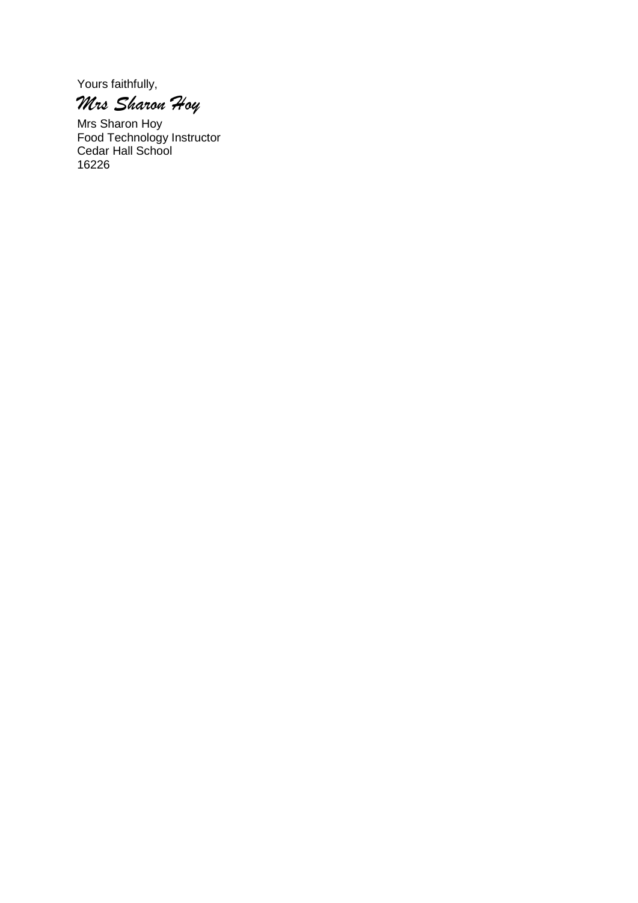Yours faithfully,

*Mrs Sharon Hoy*

Mrs Sharon Hoy
Food Technology Instructor
Cedar Hall School
16226